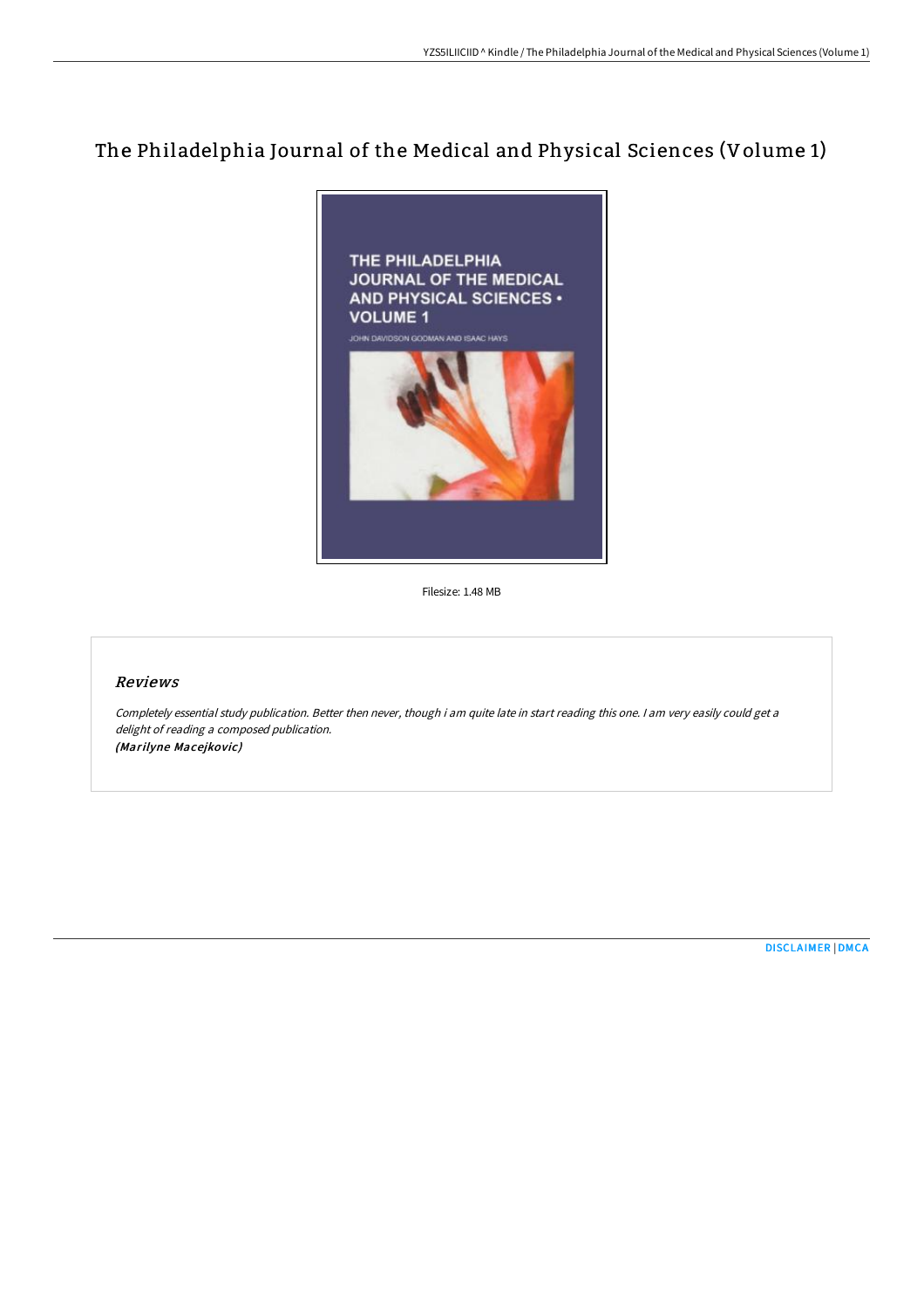# The Philadelphia Journal of the Medical and Physical Sciences (Volume 1)

Filesize: 1.48 MB

## Reviews

*Completely essential study publication. Better then never, though i am quite late in start reading this one. I am very easily could get a delight of reading a composed publication.*
*(Marilyne Macejkovic)*

DISCLAIMER | DMCA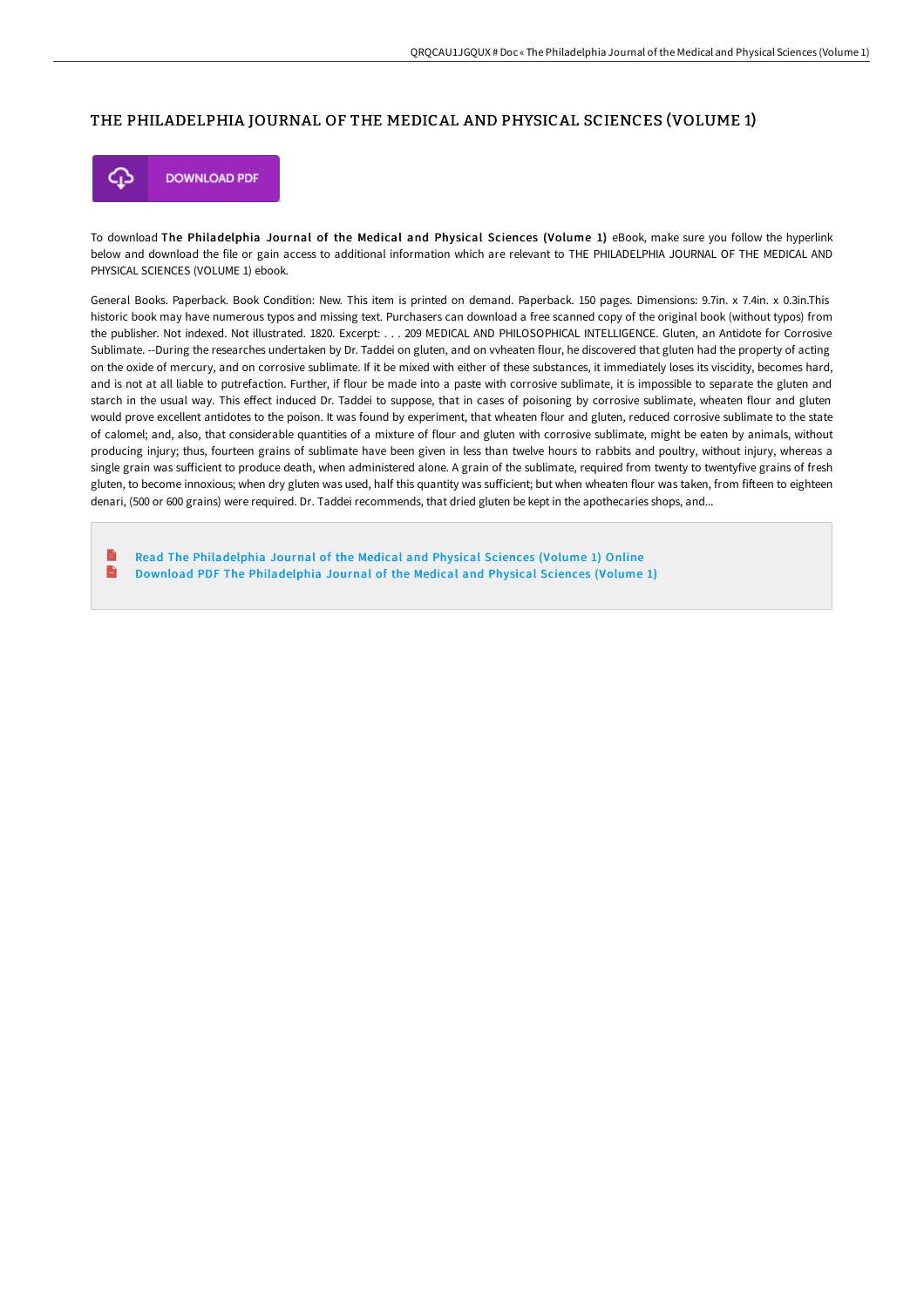# THE PHILADELPHIA JOURNAL OF THE MEDICAL AND PHYSICAL SCIENCES (VOLUME 1)

DOWNLOAD PDF

To download **The Philadelphia Journal of the Medical and Physical Sciences (Volume 1)** eBook, make sure you follow the hyperlink below and download the file or gain access to additional information which are relevant to THE PHILADELPHIA JOURNAL OF THE MEDICAL AND PHYSICAL SCIENCES (VOLUME 1) ebook.

General Books. Paperback. Book Condition: New. This item is printed on demand. Paperback. 150 pages. Dimensions: 9.7in. x 7.4in. x 0.3in.This historic book may have numerous typos and missing text. Purchasers can download a free scanned copy of the original book (without typos) from the publisher. Not indexed. Not illustrated. 1820. Excerpt: . . . 209 MEDICAL AND PHILOSOPHICAL INTELLIGENCE. Gluten, an Antidote for Corrosive Sublimate. --During the researches undertaken by Dr. Taddei on gluten, and on vvheaten flour, he discovered that gluten had the property of acting on the oxide of mercury, and on corrosive sublimate. If it be mixed with either of these substances, it immediately loses its viscidity, becomes hard, and is not at all liable to putrefaction. Further, if flour be made into a paste with corrosive sublimate, it is impossible to separate the gluten and starch in the usual way. This effect induced Dr. Taddei to suppose, that in cases of poisoning by corrosive sublimate, wheaten flour and gluten would prove excellent antidotes to the poison. It was found by experiment, that wheaten flour and gluten, reduced corrosive sublimate to the state of calomel; and, also, that considerable quantities of a mixture of flour and gluten with corrosive sublimate, might be eaten by animals, without producing injury; thus, fourteen grains of sublimate have been given in less than twelve hours to rabbits and poultry, without injury, whereas a single grain was sufficient to produce death, when administered alone. A grain of the sublimate, required from twenty to twentyfive grains of fresh gluten, to become innoxious; when dry gluten was used, half this quantity was sufficient; but when wheaten flour was taken, from fifteen to eighteen denari, (500 or 600 grains) were required. Dr. Taddei recommends, that dried gluten be kept in the apothecaries shops, and...

- Read The Philadelphia Journal of the Medical and Physical Sciences (Volume 1) Online
- Download PDF The Philadelphia Journal of the Medical and Physical Sciences (Volume 1)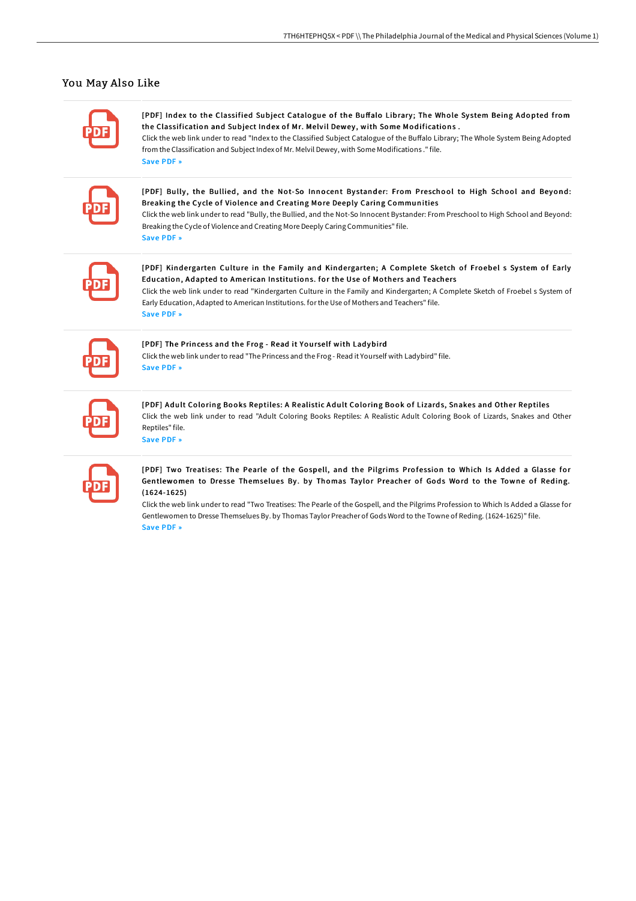## You May Also Like

**[PDF] Index to the Classified Subject Catalogue of the Buffalo Library; The Whole System Being Adopted from the Classification and Subject Index of Mr. Melvil Dewey, with Some Modifications .**

Click the web link under to read "Index to the Classified Subject Catalogue of the Buffalo Library; The Whole System Being Adopted from the Classification and Subject Index of Mr. Melvil Dewey, with Some Modifications ." file.

Save PDF »

**[PDF] Bully, the Bullied, and the Not-So Innocent Bystander: From Preschool to High School and Beyond: Breaking the Cycle of Violence and Creating More Deeply Caring Communities**

Click the web link under to read "Bully, the Bullied, and the Not-So Innocent Bystander: From Preschool to High School and Beyond: Breaking the Cycle of Violence and Creating More Deeply Caring Communities" file.

Save PDF »

**[PDF] Kindergarten Culture in the Family and Kindergarten; A Complete Sketch of Froebel s System of Early Education, Adapted to American Institutions. for the Use of Mothers and Teachers**

Click the web link under to read "Kindergarten Culture in the Family and Kindergarten; A Complete Sketch of Froebel s System of Early Education, Adapted to American Institutions. for the Use of Mothers and Teachers" file.

Save PDF »

**[PDF] The Princess and the Frog - Read it Yourself with Ladybird**

Click the web link under to read "The Princess and the Frog - Read it Yourself with Ladybird" file.

Save PDF »

**[PDF] Adult Coloring Books Reptiles: A Realistic Adult Coloring Book of Lizards, Snakes and Other Reptiles**

Click the web link under to read "Adult Coloring Books Reptiles: A Realistic Adult Coloring Book of Lizards, Snakes and Other Reptiles" file.

Save PDF »

**[PDF] Two Treatises: The Pearle of the Gospell, and the Pilgrims Profession to Which Is Added a Glasse for Gentlewomen to Dresse Themselues By. by Thomas Taylor Preacher of Gods Word to the Towne of Reding. (1624-1625)**

Click the web link under to read "Two Treatises: The Pearle of the Gospell, and the Pilgrims Profession to Which Is Added a Glasse for Gentlewomen to Dresse Themselues By. by Thomas Taylor Preacher of Gods Word to the Towne of Reding. (1624-1625)" file.

Save PDF »